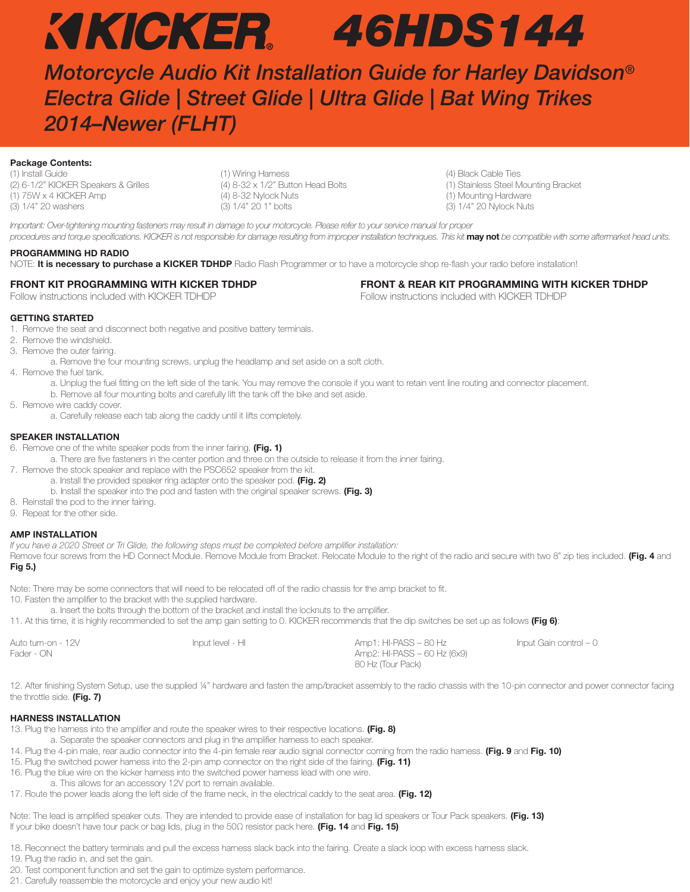# KICKER 46HDS144

## *Motorcycle Audio Kit Installation Guide for Harley Davidson® Electra Glide | Street Glide | Ultra Glide | Bat Wing Trikes 2014–Newer (FLHT)*

**Package Contents:**

(1) Install Guide
(2) 6-1/2" KICKER Speakers & Grilles
(1) 75W x 4 KICKER Amp
(3) 1/4" 20 washers
(1) Wiring Harness
(4) 8-32 x 1/2" Button Head Bolts
(4) 8-32 Nylock Nuts
(3) 1/4" 20 1" bolts
(4) Black Cable Ties
(1) Stainless Steel Mounting Bracket
(1) Mounting Hardware
(3) 1/4" 20 Nylock Nuts

*Important: Over-tightening mounting fasteners may result in damage to your motorcycle. Please refer to your service manual for proper procedures and torque specifications. KICKER is not responsible for damage resulting from improper installation techniques. This kit* **may not** *be compatible with some aftermarket head units.*

**PROGRAMMING HD RADIO**

NOTE: **It is necessary to purchase a KICKER TDHDP** Radio Flash Programmer or to have a motorcycle shop re-flash your radio before installation!

**FRONT KIT PROGRAMMING WITH KICKER TDHDP**

Follow instructions included with KICKER TDHDP

**FRONT & REAR KIT PROGRAMMING WITH KICKER TDHDP**

Follow instructions included with KICKER TDHDP

**GETTING STARTED**

1. Remove the seat and disconnect both negative and positive battery terminals.
2. Remove the windshield.
3. Remove the outer fairing.
   a. Remove the four mounting screws, unplug the headlamp and set aside on a soft cloth.
4. Remove the fuel tank.
   a. Unplug the fuel fitting on the left side of the tank. You may remove the console if you want to retain vent line routing and connector placement.
   b. Remove all four mounting bolts and carefully lift the tank off the bike and set aside.
5. Remove wire caddy cover.
   a. Carefully release each tab along the caddy until it lifts completely.

**SPEAKER INSTALLATION**

6. Remove one of the white speaker pods from the inner fairing. **(Fig. 1)**
   a. There are five fasteners in the center portion and three on the outside to release it from the inner fairing.
7. Remove the stock speaker and replace with the PSC652 speaker from the kit.
   a. Install the provided speaker ring adapter onto the speaker pod. **(Fig. 2)**
   b. Install the speaker into the pod and fasten with the original speaker screws. **(Fig. 3)**
8. Reinstall the pod to the inner fairing.
9. Repeat for the other side.

**AMP INSTALLATION**

*If you have a 2020 Street or Tri Glide, the following steps must be completed before amplifier installation:*
Remove four screws from the HD Connect Module. Remove Module from Bracket. Relocate Module to the right of the radio and secure with two 8" zip ties included. **(Fig. 4** and **Fig 5.)**

Note: There may be some connectors that will need to be relocated off of the radio chassis for the amp bracket to fit.

10. Fasten the amplifier to the bracket with the supplied hardware.
    a. Insert the bolts through the bottom of the bracket and install the locknuts to the amplifier.
11. At this time, it is highly recommended to set the amp gain setting to 0. KICKER recommends that the dip switches be set up as follows **(Fig 6)**:

Auto turn-on - 12V
Fader - ON
Input level - HI
Amp1: HI-PASS – 80 Hz
Amp2: HI-PASS – 60 Hz (6x9)
80 Hz (Tour Pack)
Input Gain control – 0

12. After finishing System Setup, use the supplied ¼" hardware and fasten the amp/bracket assembly to the radio chassis with the 10-pin connector and power connector facing the throttle side. **(Fig. 7)**

**HARNESS INSTALLATION**

13. Plug the harness into the amplifier and route the speaker wires to their respective locations. **(Fig. 8)**
    a. Separate the speaker connectors and plug in the amplifier harness to each speaker.
14. Plug the 4-pin male, rear audio connector into the 4-pin female rear audio signal connector coming from the radio harness. **(Fig. 9** and **Fig. 10)**
15. Plug the switched power harness into the 2-pin amp connector on the right side of the fairing. **(Fig. 11)**
16. Plug the blue wire on the kicker harness into the switched power harness lead with one wire.
    a. This allows for an accessory 12V port to remain available.
17. Route the power leads along the left side of the frame neck, in the electrical caddy to the seat area. **(Fig. 12)**

Note: The lead is amplified speaker outs. They are intended to provide ease of installation for bag lid speakers or Tour Pack speakers. **(Fig. 13)**
If your bike doesn't have tour pack or bag lids, plug in the 50Ω resistor pack here. **(Fig. 14** and **Fig. 15)**

18. Reconnect the battery terminals and pull the excess harness slack back into the fairing. Create a slack loop with excess harness slack.
19. Plug the radio in, and set the gain.
20. Test component function and set the gain to optimize system performance.
21. Carefully reassemble the motorcycle and enjoy your new audio kit!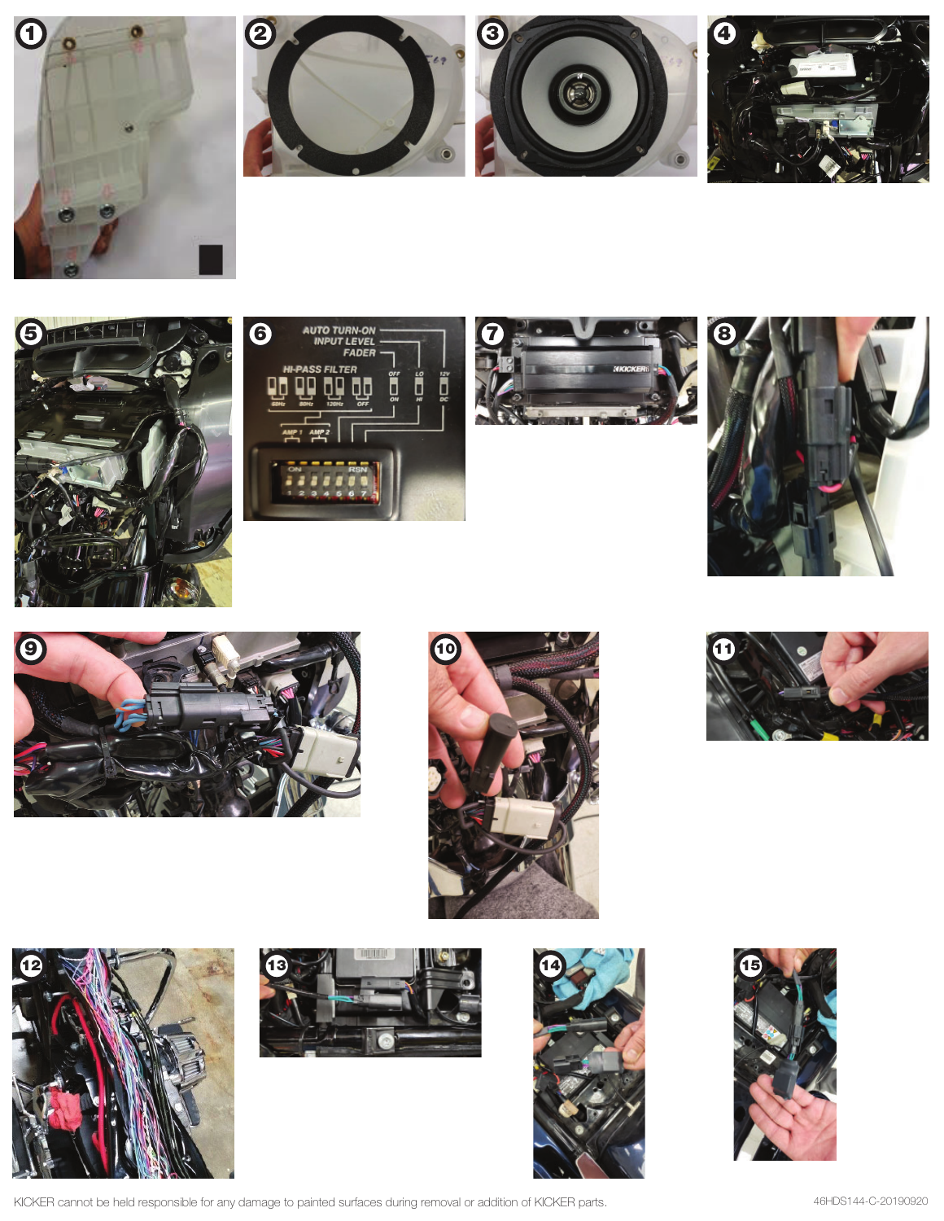1

2

3

4

5

6

AUTO TURN-ON
INPUT LEVEL
FADER
HI-PASS FILTER
60Hz 80Hz 120Hz OFF
OFF ON
LO HI
12V DC
AMP 1 AMP 2
ON RSN
1 2 3 4 5 6 7

7

8

9

10

11

12

13

14

15

KICKER cannot be held responsible for any damage to painted surfaces during removal or addition of KICKER parts.

46HDS144-C-20190920